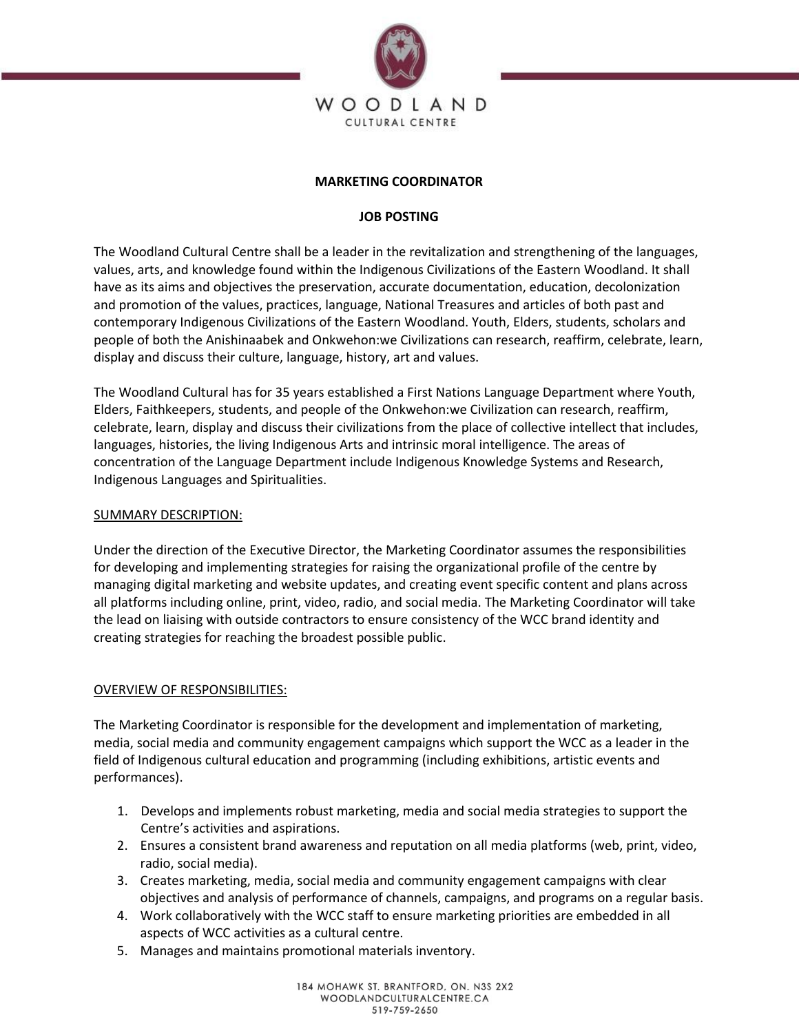# MARKETING COORDINATOR

## JOB POSTING

The Woodland Cultural Centre shall be a leader in the revitalization and strengthening of the languages, values, arts, and knowledge found within the Indigenous Civilizations of the Eastern Woodland. It shall have as its aims and objectives the preservation, accurate documentation, education, decolonization and promotion of the values, practices, language, National Treasures and articles of both past and contemporary Indigenous Civilizations of the Eastern Woodland. Youth, Elders, students, scholars and people of both the Anishinaabek and Onkwehon:we Civilizations can research, reaffirm, celebrate, learn, display and discuss their culture, language, history, art and values.

The Woodland Cultural has for 35 years established a First Nations Language Department where Youth, Elders, Faithkeepers, students, and people of the Onkwehon:we Civilization can research, reaffirm, celebrate, learn, display and discuss their civilizations from the place of collective intellect that includes, languages, histories, the living Indigenous Arts and intrinsic moral intelligence. The areas of concentration of the Language Department include Indigenous Knowledge Systems and Research, Indigenous Languages and Spiritualities.

### SUMMARY DESCRIPTION:

Under the direction of the Executive Director, the Marketing Coordinator assumes the responsibilities for developing and implementing strategies for raising the organizational profile of the centre by managing digital marketing and website updates, and creating event specific content and plans across all platforms including online, print, video, radio, and social media. The Marketing Coordinator will take the lead on liaising with outside contractors to ensure consistency of the WCC brand identity and creating strategies for reaching the broadest possible public.

### OVERVIEW OF RESPONSIBILITIES:

The Marketing Coordinator is responsible for the development and implementation of marketing, media, social media and community engagement campaigns which support the WCC as a leader in the field of Indigenous cultural education and programming (including exhibitions, artistic events and performances).

1. Develops and implements robust marketing, media and social media strategies to support the Centre's activities and aspirations.
2. Ensures a consistent brand awareness and reputation on all media platforms (web, print, video, radio, social media).
3. Creates marketing, media, social media and community engagement campaigns with clear objectives and analysis of performance of channels, campaigns, and programs on a regular basis.
4. Work collaboratively with the WCC staff to ensure marketing priorities are embedded in all aspects of WCC activities as a cultural centre.
5. Manages and maintains promotional materials inventory.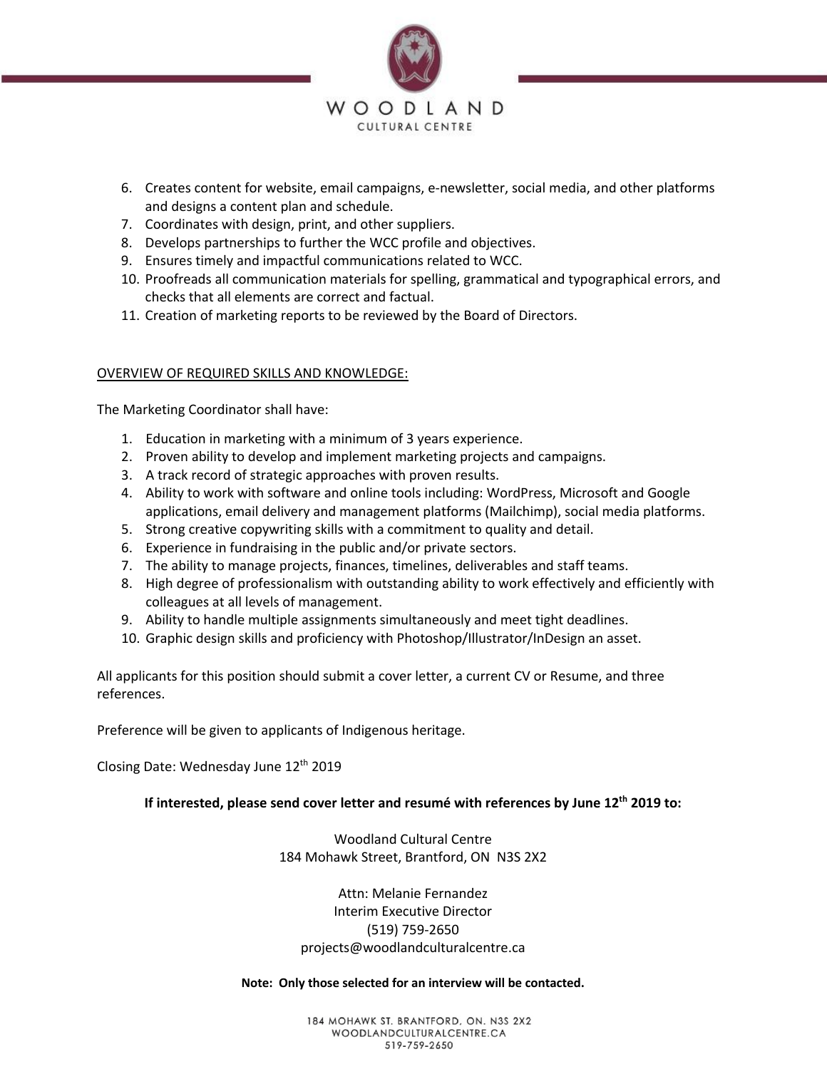6. Creates content for website, email campaigns, e-newsletter, social media, and other platforms and designs a content plan and schedule.
7. Coordinates with design, print, and other suppliers.
8. Develops partnerships to further the WCC profile and objectives.
9. Ensures timely and impactful communications related to WCC.
10. Proofreads all communication materials for spelling, grammatical and typographical errors, and checks that all elements are correct and factual.
11. Creation of marketing reports to be reviewed by the Board of Directors.

<u>OVERVIEW OF REQUIRED SKILLS AND KNOWLEDGE:</u>

The Marketing Coordinator shall have:

1. Education in marketing with a minimum of 3 years experience.
2. Proven ability to develop and implement marketing projects and campaigns.
3. A track record of strategic approaches with proven results.
4. Ability to work with software and online tools including: WordPress, Microsoft and Google applications, email delivery and management platforms (Mailchimp), social media platforms.
5. Strong creative copywriting skills with a commitment to quality and detail.
6. Experience in fundraising in the public and/or private sectors.
7. The ability to manage projects, finances, timelines, deliverables and staff teams.
8. High degree of professionalism with outstanding ability to work effectively and efficiently with colleagues at all levels of management.
9. Ability to handle multiple assignments simultaneously and meet tight deadlines.
10. Graphic design skills and proficiency with Photoshop/Illustrator/InDesign an asset.

All applicants for this position should submit a cover letter, a current CV or Resume, and three references.

Preference will be given to applicants of Indigenous heritage.

Closing Date: Wednesday June 12th 2019

**If interested, please send cover letter and resumé with references by June 12th 2019 to:**

Woodland Cultural Centre
184 Mohawk Street, Brantford, ON N3S 2X2

Attn: Melanie Fernandez
Interim Executive Director
(519) 759-2650
projects@woodlandculturalcentre.ca

**Note: Only those selected for an interview will be contacted.**